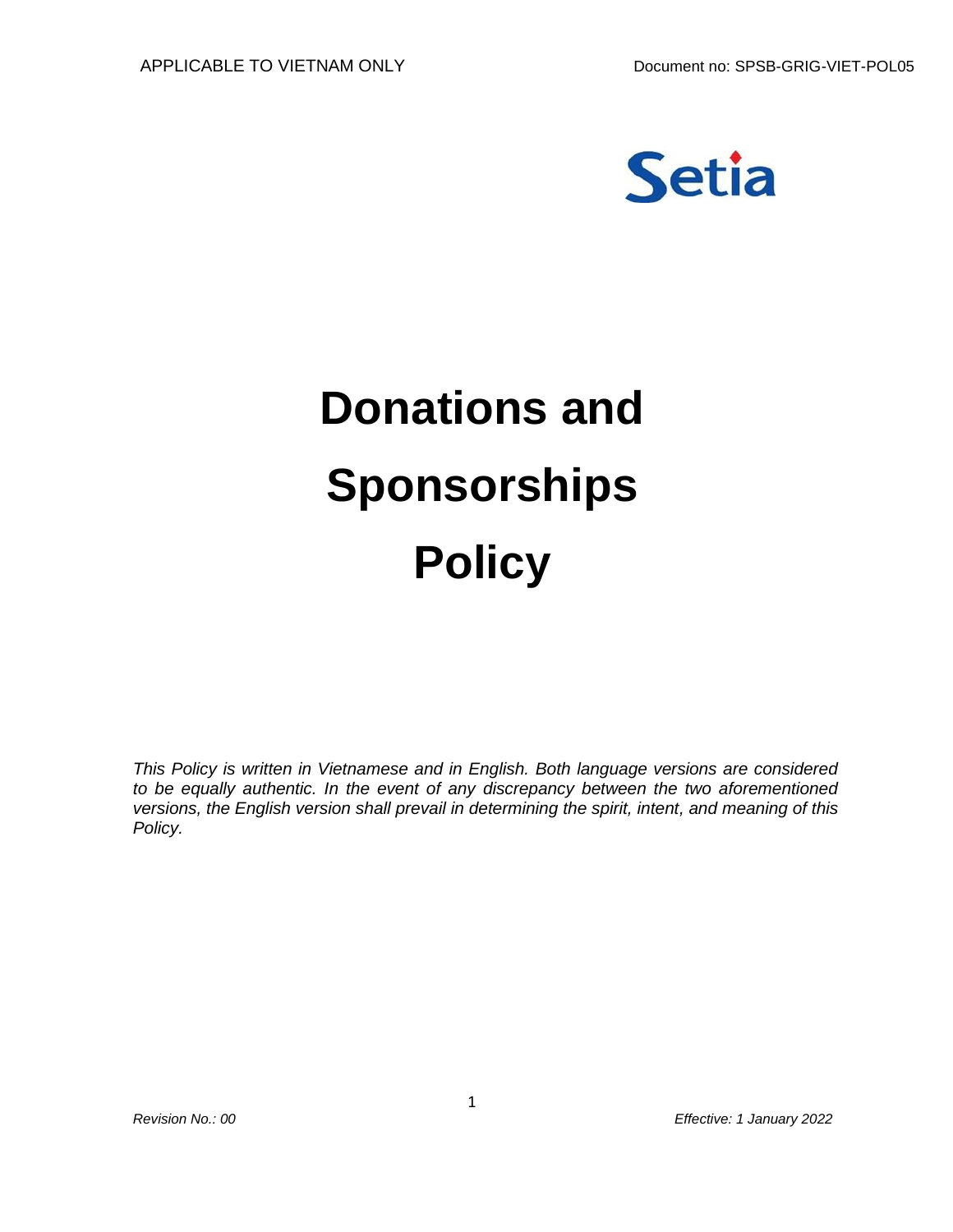APPLICABLE TO VIETNAM ONLY

Document no: SPSB-GRIG-VIET-POL05

Setia

# Donations and Sponsorships Policy

*This Policy is written in Vietnamese and in English. Both language versions are considered to be equally authentic. In the event of any discrepancy between the two aforementioned versions, the English version shall prevail in determining the spirit, intent, and meaning of this Policy.*

*Revision No.: 00*

*Effective: 1 January 2022*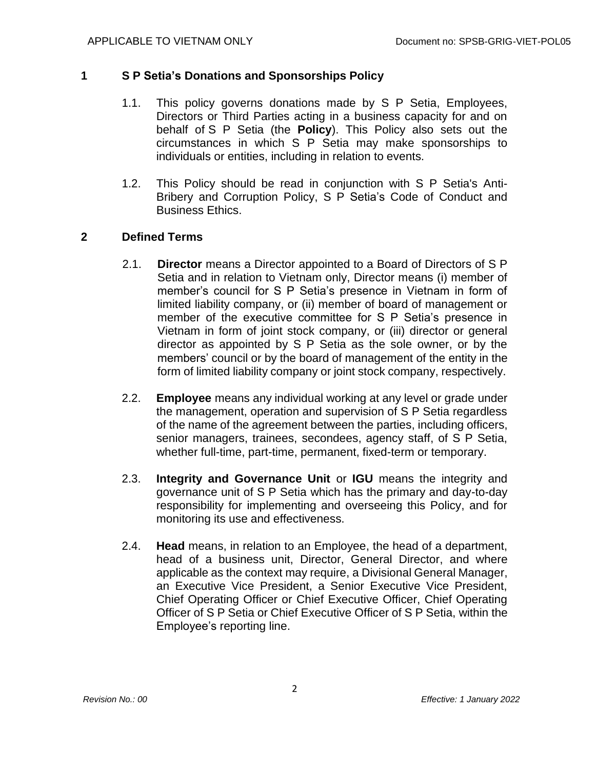## 1 S P Setia's Donations and Sponsorships Policy

1.1. This policy governs donations made by S P Setia, Employees, Directors or Third Parties acting in a business capacity for and on behalf of S P Setia (the **Policy**). This Policy also sets out the circumstances in which S P Setia may make sponsorships to individuals or entities, including in relation to events.

1.2. This Policy should be read in conjunction with S P Setia's Anti-Bribery and Corruption Policy, S P Setia's Code of Conduct and Business Ethics.

## 2 Defined Terms

2.1. **Director** means a Director appointed to a Board of Directors of S P Setia and in relation to Vietnam only, Director means (i) member of member's council for S P Setia's presence in Vietnam in form of limited liability company, or (ii) member of board of management or member of the executive committee for S P Setia's presence in Vietnam in form of joint stock company, or (iii) director or general director as appointed by S P Setia as the sole owner, or by the members' council or by the board of management of the entity in the form of limited liability company or joint stock company, respectively.

2.2. **Employee** means any individual working at any level or grade under the management, operation and supervision of S P Setia regardless of the name of the agreement between the parties, including officers, senior managers, trainees, secondees, agency staff, of S P Setia, whether full-time, part-time, permanent, fixed-term or temporary.

2.3. **Integrity and Governance Unit** or **IGU** means the integrity and governance unit of S P Setia which has the primary and day-to-day responsibility for implementing and overseeing this Policy, and for monitoring its use and effectiveness.

2.4. **Head** means, in relation to an Employee, the head of a department, head of a business unit, Director, General Director, and where applicable as the context may require, a Divisional General Manager, an Executive Vice President, a Senior Executive Vice President, Chief Operating Officer or Chief Executive Officer, Chief Operating Officer of S P Setia or Chief Executive Officer of S P Setia, within the Employee's reporting line.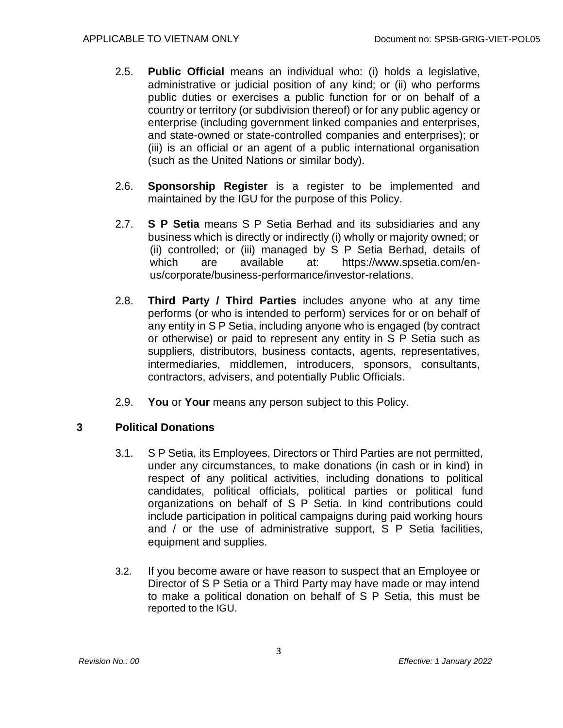2.5. **Public Official** means an individual who: (i) holds a legislative, administrative or judicial position of any kind; or (ii) who performs public duties or exercises a public function for or on behalf of a country or territory (or subdivision thereof) or for any public agency or enterprise (including government linked companies and enterprises, and state-owned or state-controlled companies and enterprises); or (iii) is an official or an agent of a public international organisation (such as the United Nations or similar body).

2.6. **Sponsorship Register** is a register to be implemented and maintained by the IGU for the purpose of this Policy.

2.7. **S P Setia** means S P Setia Berhad and its subsidiaries and any business which is directly or indirectly (i) wholly or majority owned; or (ii) controlled; or (iii) managed by S P Setia Berhad, details of which are available at: https://www.spsetia.com/en-us/corporate/business-performance/investor-relations.

2.8. **Third Party / Third Parties** includes anyone who at any time performs (or who is intended to perform) services for or on behalf of any entity in S P Setia, including anyone who is engaged (by contract or otherwise) or paid to represent any entity in S P Setia such as suppliers, distributors, business contacts, agents, representatives, intermediaries, middlemen, introducers, sponsors, consultants, contractors, advisers, and potentially Public Officials.

2.9. **You** or **Your** means any person subject to this Policy.

## 3 Political Donations

3.1. S P Setia, its Employees, Directors or Third Parties are not permitted, under any circumstances, to make donations (in cash or in kind) in respect of any political activities, including donations to political candidates, political officials, political parties or political fund organizations on behalf of S P Setia. In kind contributions could include participation in political campaigns during paid working hours and / or the use of administrative support, S P Setia facilities, equipment and supplies.

3.2. If you become aware or have reason to suspect that an Employee or Director of S P Setia or a Third Party may have made or may intend to make a political donation on behalf of S P Setia, this must be reported to the IGU.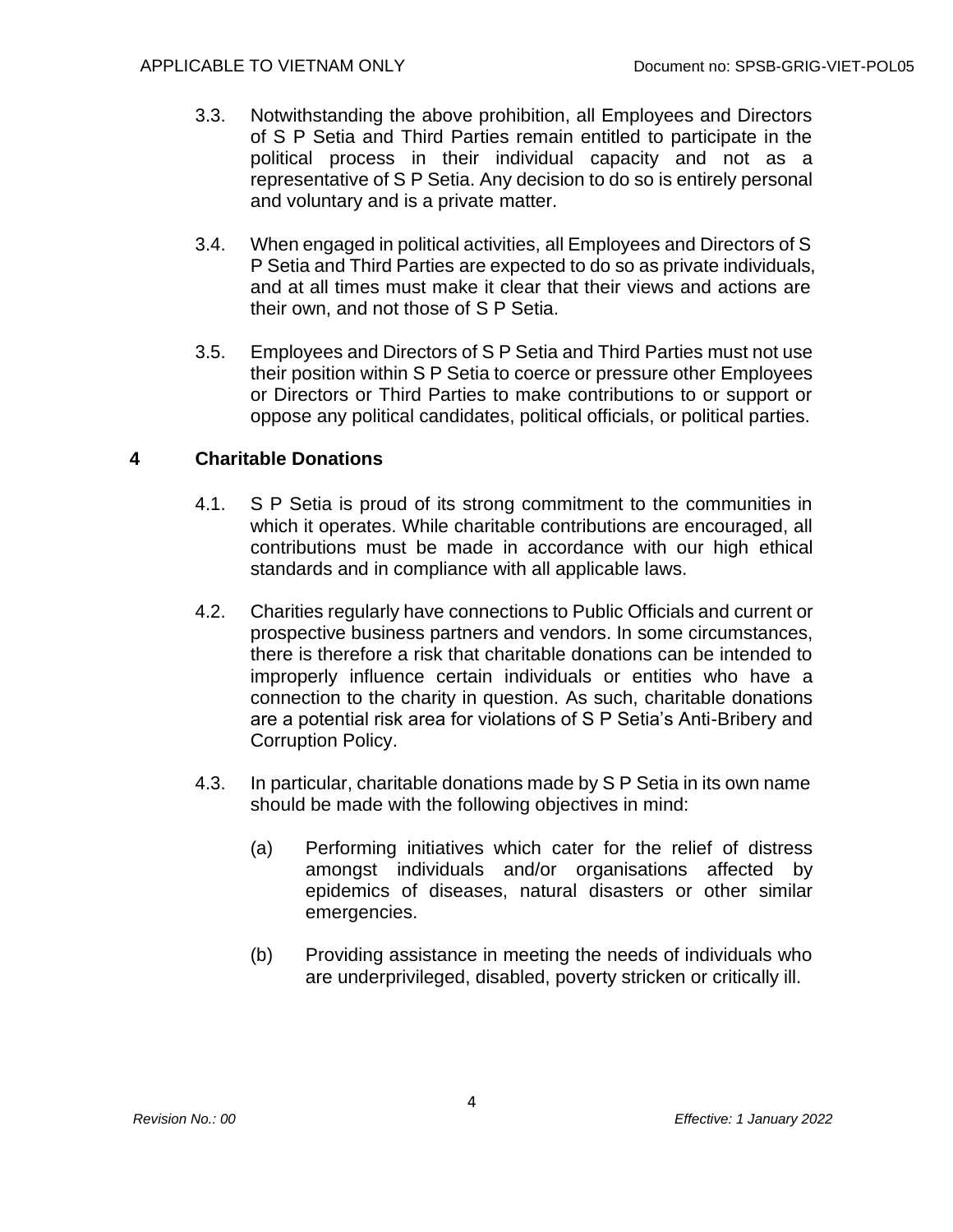3.3. Notwithstanding the above prohibition, all Employees and Directors of S P Setia and Third Parties remain entitled to participate in the political process in their individual capacity and not as a representative of S P Setia. Any decision to do so is entirely personal and voluntary and is a private matter.

3.4. When engaged in political activities, all Employees and Directors of S P Setia and Third Parties are expected to do so as private individuals, and at all times must make it clear that their views and actions are their own, and not those of S P Setia.

3.5. Employees and Directors of S P Setia and Third Parties must not use their position within S P Setia to coerce or pressure other Employees or Directors or Third Parties to make contributions to or support or oppose any political candidates, political officials, or political parties.

## 4 Charitable Donations

4.1. S P Setia is proud of its strong commitment to the communities in which it operates. While charitable contributions are encouraged, all contributions must be made in accordance with our high ethical standards and in compliance with all applicable laws.

4.2. Charities regularly have connections to Public Officials and current or prospective business partners and vendors. In some circumstances, there is therefore a risk that charitable donations can be intended to improperly influence certain individuals or entities who have a connection to the charity in question. As such, charitable donations are a potential risk area for violations of S P Setia's Anti-Bribery and Corruption Policy.

4.3. In particular, charitable donations made by S P Setia in its own name should be made with the following objectives in mind:

(a) Performing initiatives which cater for the relief of distress amongst individuals and/or organisations affected by epidemics of diseases, natural disasters or other similar emergencies.

(b) Providing assistance in meeting the needs of individuals who are underprivileged, disabled, poverty stricken or critically ill.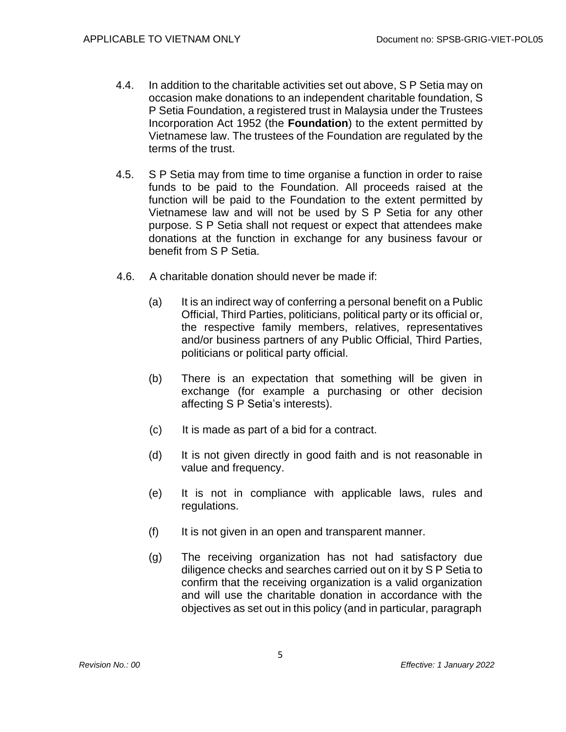4.4. In addition to the charitable activities set out above, S P Setia may on occasion make donations to an independent charitable foundation, S P Setia Foundation, a registered trust in Malaysia under the Trustees Incorporation Act 1952 (the **Foundation**) to the extent permitted by Vietnamese law. The trustees of the Foundation are regulated by the terms of the trust.

4.5. S P Setia may from time to time organise a function in order to raise funds to be paid to the Foundation. All proceeds raised at the function will be paid to the Foundation to the extent permitted by Vietnamese law and will not be used by S P Setia for any other purpose. S P Setia shall not request or expect that attendees make donations at the function in exchange for any business favour or benefit from S P Setia.

4.6. A charitable donation should never be made if:

(a) It is an indirect way of conferring a personal benefit on a Public Official, Third Parties, politicians, political party or its official or, the respective family members, relatives, representatives and/or business partners of any Public Official, Third Parties, politicians or political party official.

(b) There is an expectation that something will be given in exchange (for example a purchasing or other decision affecting S P Setia's interests).

(c) It is made as part of a bid for a contract.

(d) It is not given directly in good faith and is not reasonable in value and frequency.

(e) It is not in compliance with applicable laws, rules and regulations.

(f) It is not given in an open and transparent manner.

(g) The receiving organization has not had satisfactory due diligence checks and searches carried out on it by S P Setia to confirm that the receiving organization is a valid organization and will use the charitable donation in accordance with the objectives as set out in this policy (and in particular, paragraph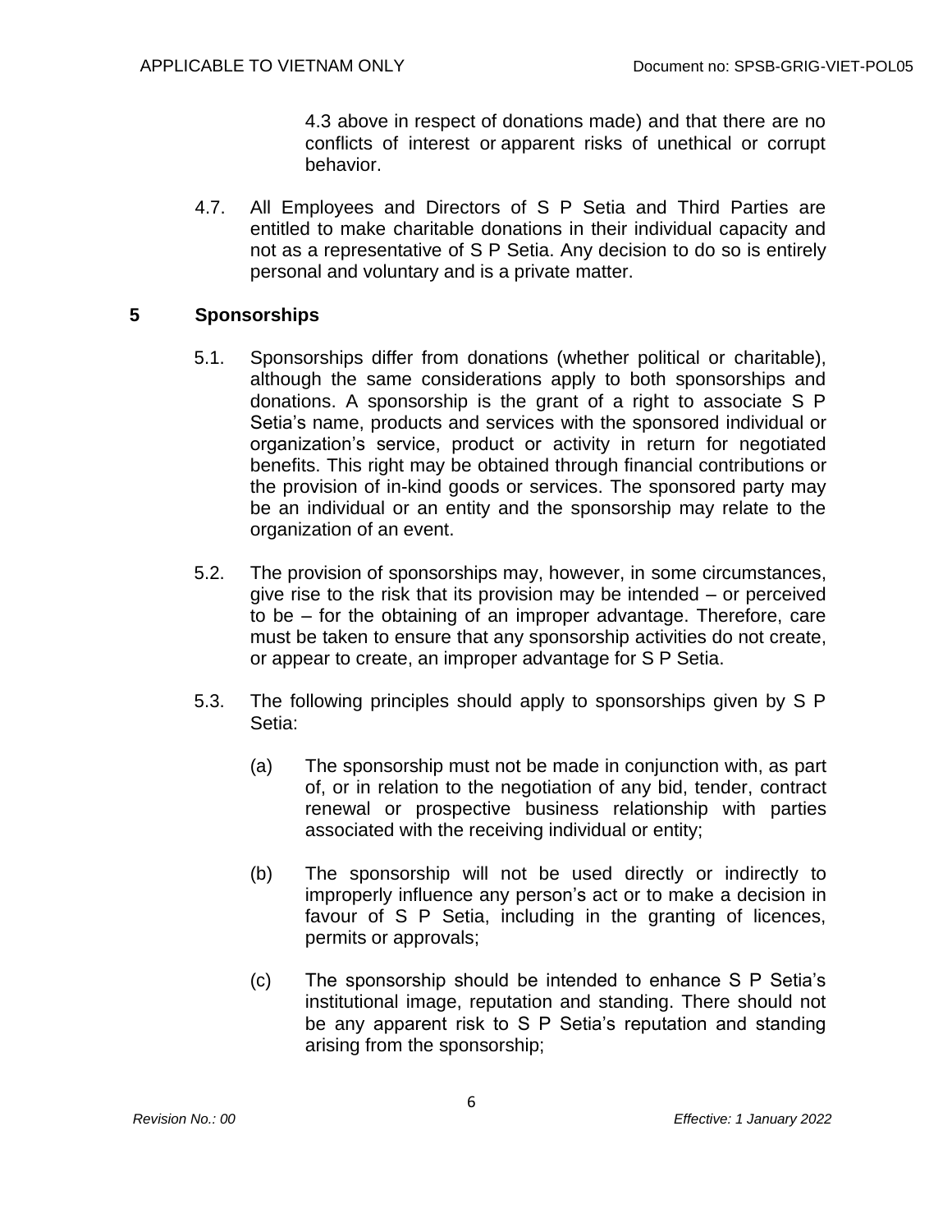4.3 above in respect of donations made) and that there are no conflicts of interest or apparent risks of unethical or corrupt behavior.

4.7. All Employees and Directors of S P Setia and Third Parties are entitled to make charitable donations in their individual capacity and not as a representative of S P Setia. Any decision to do so is entirely personal and voluntary and is a private matter.

## 5 Sponsorships

5.1. Sponsorships differ from donations (whether political or charitable), although the same considerations apply to both sponsorships and donations. A sponsorship is the grant of a right to associate S P Setia's name, products and services with the sponsored individual or organization's service, product or activity in return for negotiated benefits. This right may be obtained through financial contributions or the provision of in-kind goods or services. The sponsored party may be an individual or an entity and the sponsorship may relate to the organization of an event.

5.2. The provision of sponsorships may, however, in some circumstances, give rise to the risk that its provision may be intended – or perceived to be – for the obtaining of an improper advantage. Therefore, care must be taken to ensure that any sponsorship activities do not create, or appear to create, an improper advantage for S P Setia.

5.3. The following principles should apply to sponsorships given by S P Setia:

(a) The sponsorship must not be made in conjunction with, as part of, or in relation to the negotiation of any bid, tender, contract renewal or prospective business relationship with parties associated with the receiving individual or entity;

(b) The sponsorship will not be used directly or indirectly to improperly influence any person's act or to make a decision in favour of S P Setia, including in the granting of licences, permits or approvals;

(c) The sponsorship should be intended to enhance S P Setia's institutional image, reputation and standing. There should not be any apparent risk to S P Setia's reputation and standing arising from the sponsorship;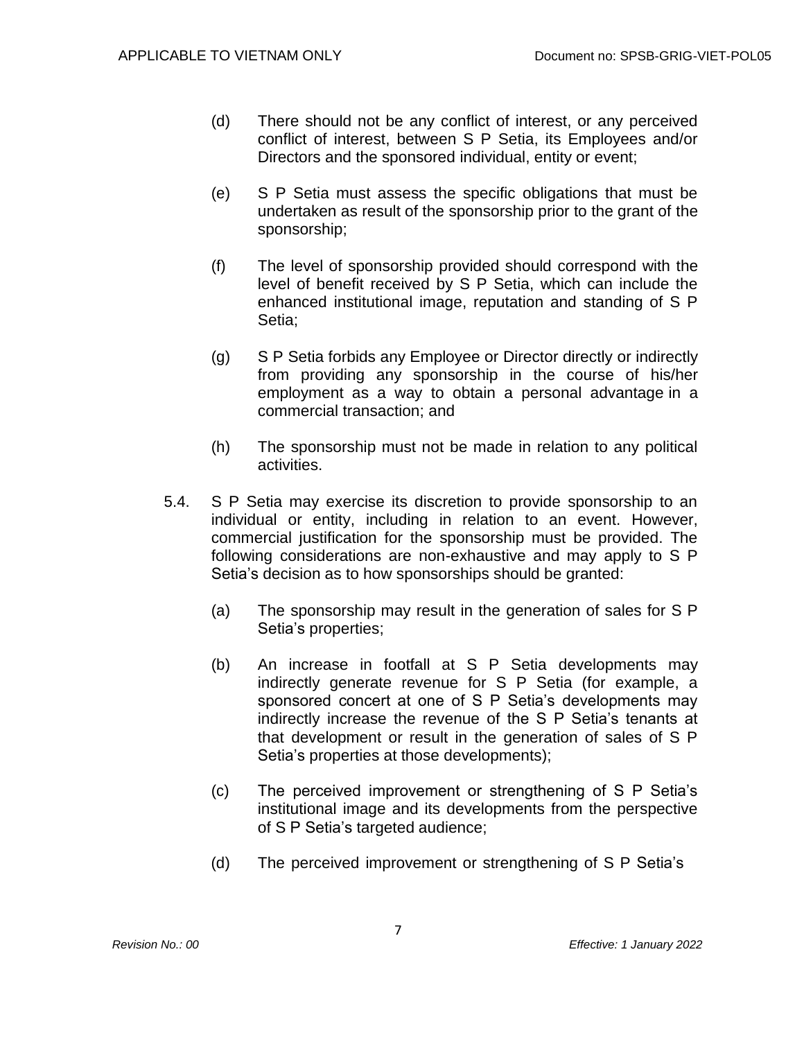(d) There should not be any conflict of interest, or any perceived conflict of interest, between S P Setia, its Employees and/or Directors and the sponsored individual, entity or event;

(e) S P Setia must assess the specific obligations that must be undertaken as result of the sponsorship prior to the grant of the sponsorship;

(f) The level of sponsorship provided should correspond with the level of benefit received by S P Setia, which can include the enhanced institutional image, reputation and standing of S P Setia;

(g) S P Setia forbids any Employee or Director directly or indirectly from providing any sponsorship in the course of his/her employment as a way to obtain a personal advantage in a commercial transaction; and

(h) The sponsorship must not be made in relation to any political activities.

5.4. S P Setia may exercise its discretion to provide sponsorship to an individual or entity, including in relation to an event. However, commercial justification for the sponsorship must be provided. The following considerations are non-exhaustive and may apply to S P Setia's decision as to how sponsorships should be granted:

(a) The sponsorship may result in the generation of sales for S P Setia's properties;

(b) An increase in footfall at S P Setia developments may indirectly generate revenue for S P Setia (for example, a sponsored concert at one of S P Setia's developments may indirectly increase the revenue of the S P Setia's tenants at that development or result in the generation of sales of S P Setia's properties at those developments);

(c) The perceived improvement or strengthening of S P Setia's institutional image and its developments from the perspective of S P Setia's targeted audience;

(d) The perceived improvement or strengthening of S P Setia's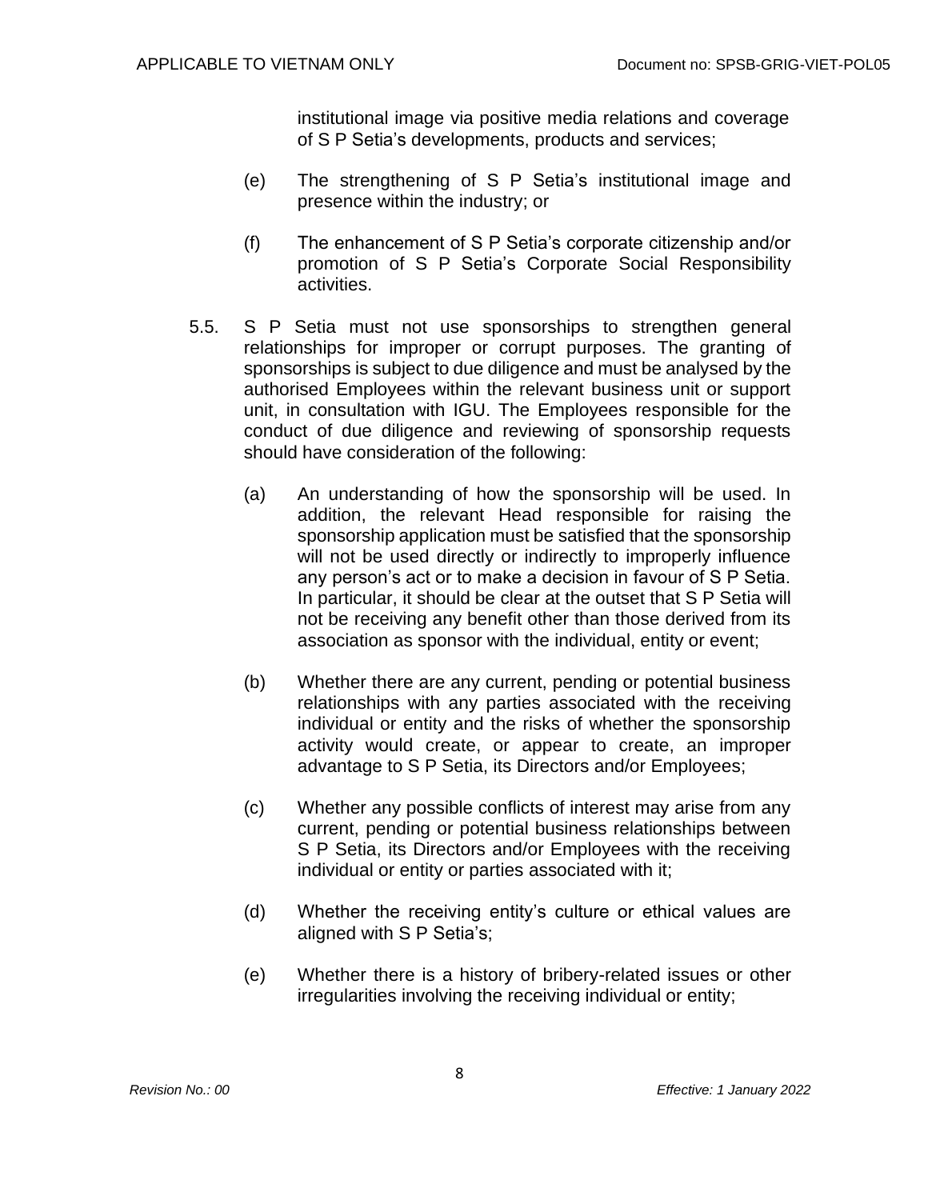institutional image via positive media relations and coverage of S P Setia's developments, products and services;

(e) The strengthening of S P Setia's institutional image and presence within the industry; or

(f) The enhancement of S P Setia's corporate citizenship and/or promotion of S P Setia's Corporate Social Responsibility activities.

5.5. S P Setia must not use sponsorships to strengthen general relationships for improper or corrupt purposes. The granting of sponsorships is subject to due diligence and must be analysed by the authorised Employees within the relevant business unit or support unit, in consultation with IGU. The Employees responsible for the conduct of due diligence and reviewing of sponsorship requests should have consideration of the following:

(a) An understanding of how the sponsorship will be used. In addition, the relevant Head responsible for raising the sponsorship application must be satisfied that the sponsorship will not be used directly or indirectly to improperly influence any person's act or to make a decision in favour of S P Setia. In particular, it should be clear at the outset that S P Setia will not be receiving any benefit other than those derived from its association as sponsor with the individual, entity or event;

(b) Whether there are any current, pending or potential business relationships with any parties associated with the receiving individual or entity and the risks of whether the sponsorship activity would create, or appear to create, an improper advantage to S P Setia, its Directors and/or Employees;

(c) Whether any possible conflicts of interest may arise from any current, pending or potential business relationships between S P Setia, its Directors and/or Employees with the receiving individual or entity or parties associated with it;

(d) Whether the receiving entity's culture or ethical values are aligned with S P Setia's;

(e) Whether there is a history of bribery-related issues or other irregularities involving the receiving individual or entity;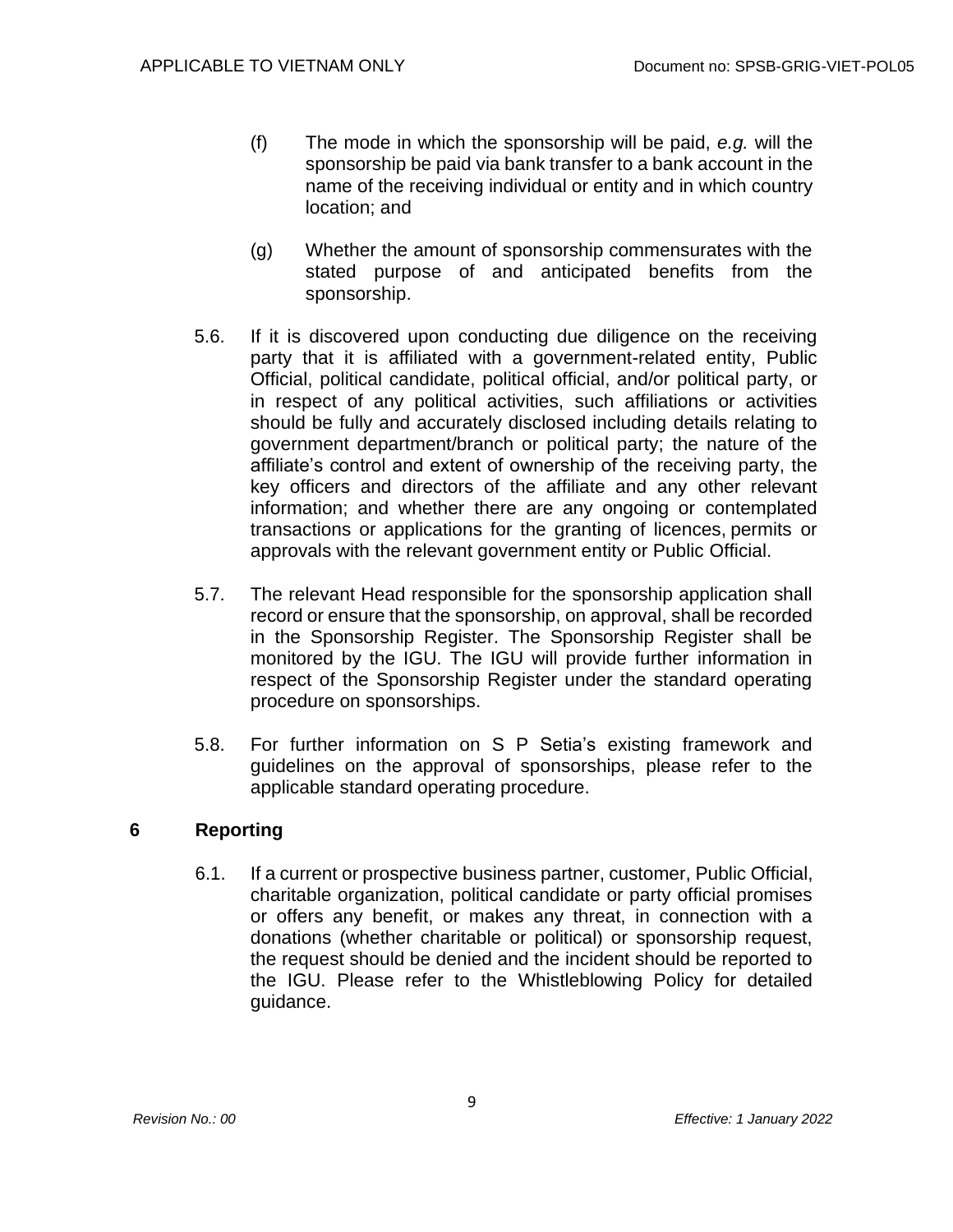(f) The mode in which the sponsorship will be paid, *e.g.* will the sponsorship be paid via bank transfer to a bank account in the name of the receiving individual or entity and in which country location; and

(g) Whether the amount of sponsorship commensurates with the stated purpose of and anticipated benefits from the sponsorship.

5.6. If it is discovered upon conducting due diligence on the receiving party that it is affiliated with a government-related entity, Public Official, political candidate, political official, and/or political party, or in respect of any political activities, such affiliations or activities should be fully and accurately disclosed including details relating to government department/branch or political party; the nature of the affiliate's control and extent of ownership of the receiving party, the key officers and directors of the affiliate and any other relevant information; and whether there are any ongoing or contemplated transactions or applications for the granting of licences, permits or approvals with the relevant government entity or Public Official.

5.7. The relevant Head responsible for the sponsorship application shall record or ensure that the sponsorship, on approval, shall be recorded in the Sponsorship Register. The Sponsorship Register shall be monitored by the IGU. The IGU will provide further information in respect of the Sponsorship Register under the standard operating procedure on sponsorships.

5.8. For further information on S P Setia's existing framework and guidelines on the approval of sponsorships, please refer to the applicable standard operating procedure.

## 6 Reporting

6.1. If a current or prospective business partner, customer, Public Official, charitable organization, political candidate or party official promises or offers any benefit, or makes any threat, in connection with a donations (whether charitable or political) or sponsorship request, the request should be denied and the incident should be reported to the IGU. Please refer to the Whistleblowing Policy for detailed guidance.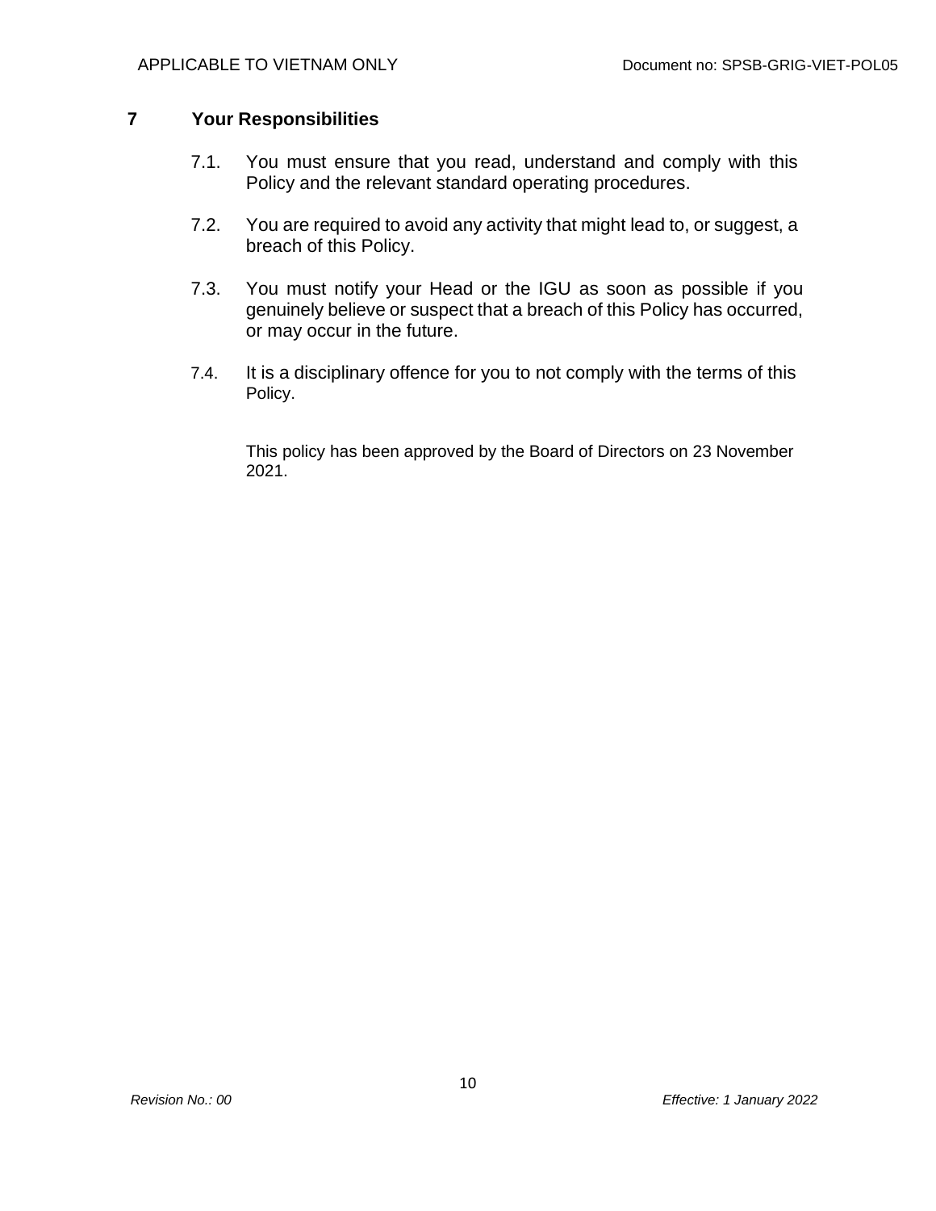## 7 Your Responsibilities

7.1. You must ensure that you read, understand and comply with this Policy and the relevant standard operating procedures.

7.2. You are required to avoid any activity that might lead to, or suggest, a breach of this Policy.

7.3. You must notify your Head or the IGU as soon as possible if you genuinely believe or suspect that a breach of this Policy has occurred, or may occur in the future.

7.4. It is a disciplinary offence for you to not comply with the terms of this Policy.

This policy has been approved by the Board of Directors on 23 November 2021.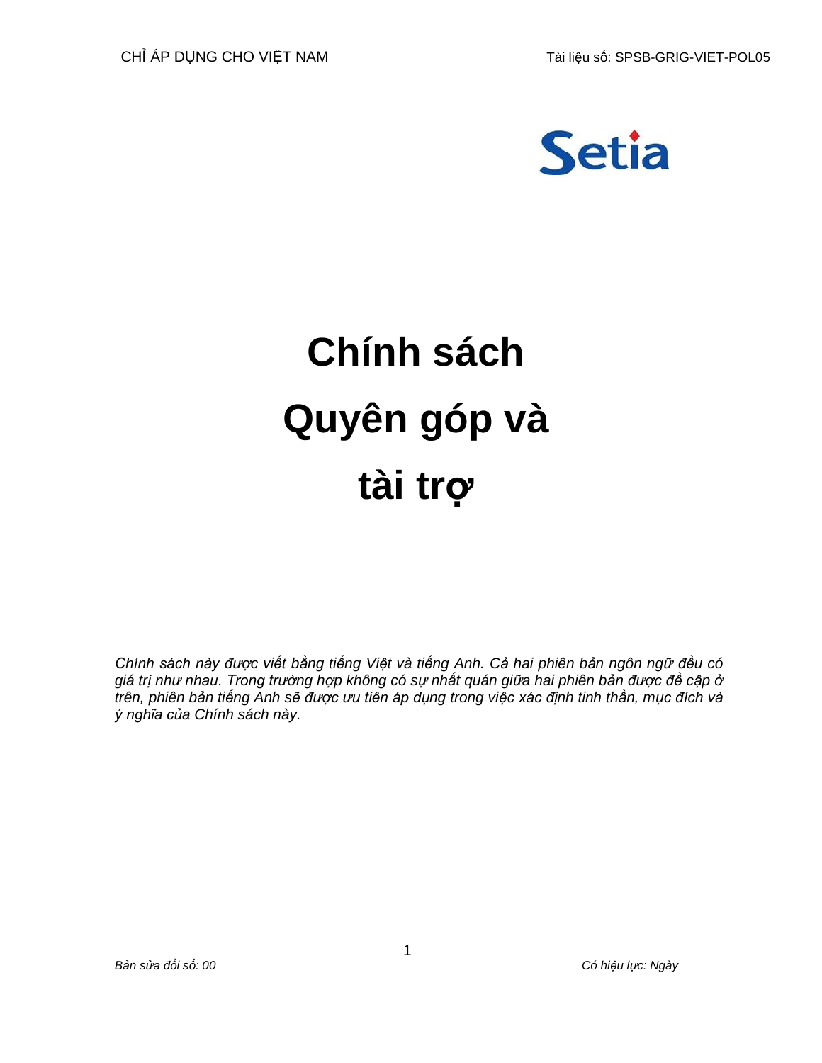# Chính sách Quyên góp và tài trợ

*Chính sách này được viết bằng tiếng Việt và tiếng Anh. Cả hai phiên bản ngôn ngữ đều có giá trị như nhau. Trong trường hợp không có sự nhất quán giữa hai phiên bản được đề cập ở trên, phiên bản tiếng Anh sẽ được ưu tiên áp dụng trong việc xác định tinh thần, mục đích và ý nghĩa của Chính sách này.*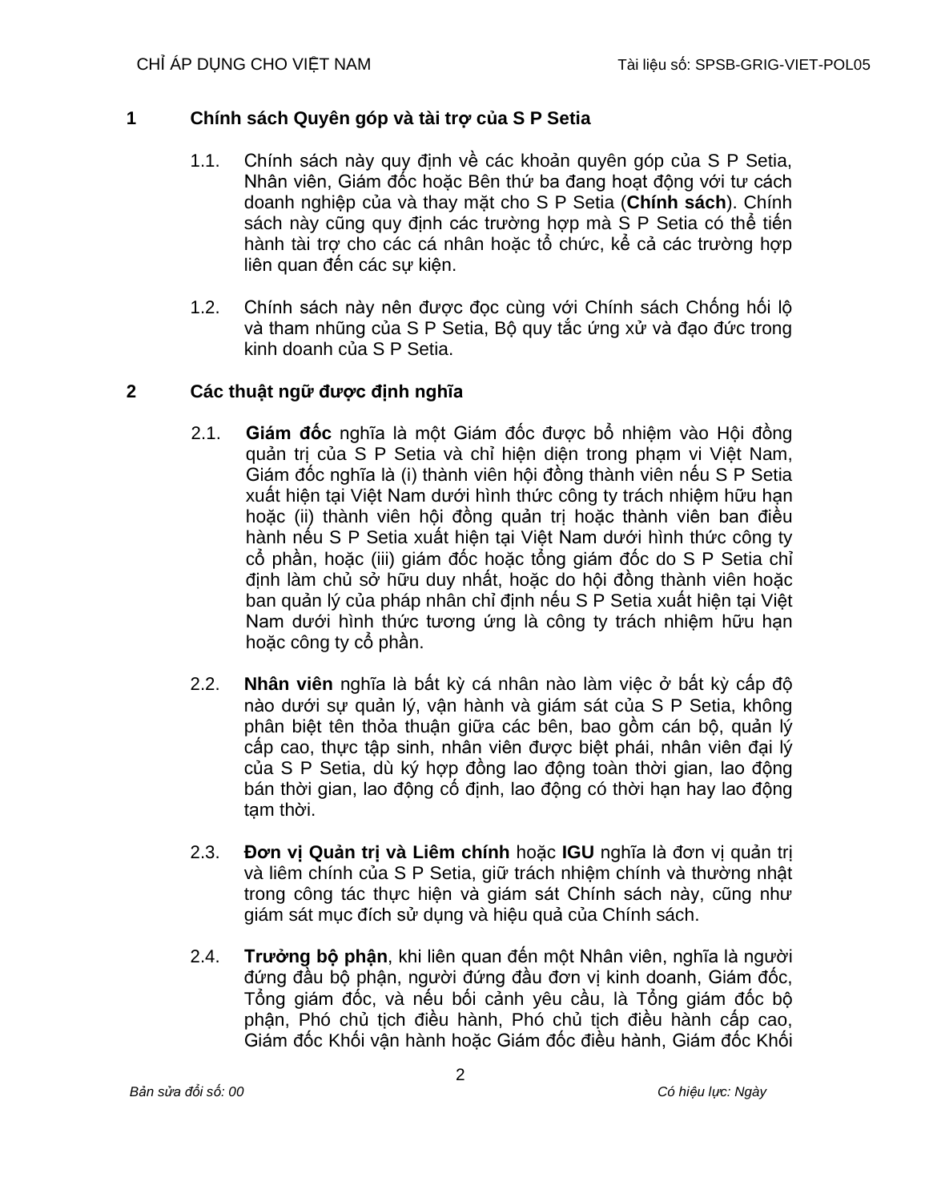## 1 Chính sách Quyên góp và tài trợ của S P Setia

1.1. Chính sách này quy định về các khoản quyên góp của S P Setia, Nhân viên, Giám đốc hoặc Bên thứ ba đang hoạt động với tư cách doanh nghiệp của và thay mặt cho S P Setia (**Chính sách**). Chính sách này cũng quy định các trường hợp mà S P Setia có thể tiến hành tài trợ cho các cá nhân hoặc tổ chức, kể cả các trường hợp liên quan đến các sự kiện.

1.2. Chính sách này nên được đọc cùng với Chính sách Chống hối lộ và tham nhũng của S P Setia, Bộ quy tắc ứng xử và đạo đức trong kinh doanh của S P Setia.

## 2 Các thuật ngữ được định nghĩa

2.1. **Giám đốc** nghĩa là một Giám đốc được bổ nhiệm vào Hội đồng quản trị của S P Setia và chỉ hiện diện trong phạm vi Việt Nam, Giám đốc nghĩa là (i) thành viên hội đồng thành viên nếu S P Setia xuất hiện tại Việt Nam dưới hình thức công ty trách nhiệm hữu hạn hoặc (ii) thành viên hội đồng quản trị hoặc thành viên ban điều hành nếu S P Setia xuất hiện tại Việt Nam dưới hình thức công ty cổ phần, hoặc (iii) giám đốc hoặc tổng giám đốc do S P Setia chỉ định làm chủ sở hữu duy nhất, hoặc do hội đồng thành viên hoặc ban quản lý của pháp nhân chỉ định nếu S P Setia xuất hiện tại Việt Nam dưới hình thức tương ứng là công ty trách nhiệm hữu hạn hoặc công ty cổ phần.

2.2. **Nhân viên** nghĩa là bất kỳ cá nhân nào làm việc ở bất kỳ cấp độ nào dưới sự quản lý, vận hành và giám sát của S P Setia, không phân biệt tên thỏa thuận giữa các bên, bao gồm cán bộ, quản lý cấp cao, thực tập sinh, nhân viên được biệt phái, nhân viên đại lý của S P Setia, dù ký hợp đồng lao động toàn thời gian, lao động bán thời gian, lao động cố định, lao động có thời hạn hay lao động tạm thời.

2.3. **Đơn vị Quản trị và Liêm chính** hoặc **IGU** nghĩa là đơn vị quản trị và liêm chính của S P Setia, giữ trách nhiệm chính và thường nhật trong công tác thực hiện và giám sát Chính sách này, cũng như giám sát mục đích sử dụng và hiệu quả của Chính sách.

2.4. **Trưởng bộ phận**, khi liên quan đến một Nhân viên, nghĩa là người đứng đầu bộ phận, người đứng đầu đơn vị kinh doanh, Giám đốc, Tổng giám đốc, và nếu bối cảnh yêu cầu, là Tổng giám đốc bộ phận, Phó chủ tịch điều hành, Phó chủ tịch điều hành cấp cao, Giám đốc Khối vận hành hoặc Giám đốc điều hành, Giám đốc Khối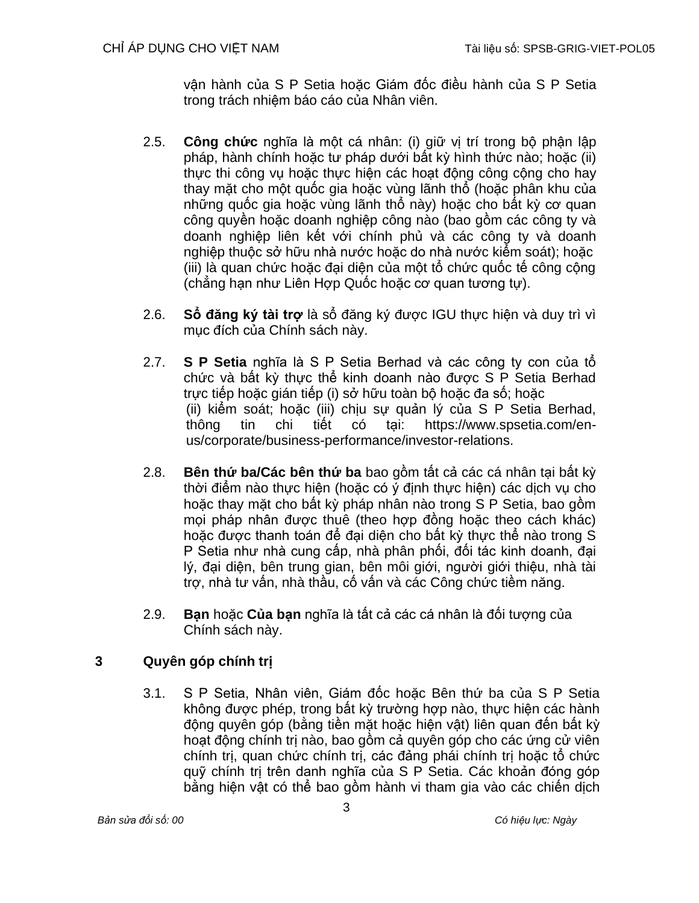vận hành của S P Setia hoặc Giám đốc điều hành của S P Setia trong trách nhiệm báo cáo của Nhân viên.

2.5. **Công chức** nghĩa là một cá nhân: (i) giữ vị trí trong bộ phận lập pháp, hành chính hoặc tư pháp dưới bất kỳ hình thức nào; hoặc (ii) thực thi công vụ hoặc thực hiện các hoạt động công cộng cho hay thay mặt cho một quốc gia hoặc vùng lãnh thổ (hoặc phân khu của những quốc gia hoặc vùng lãnh thổ này) hoặc cho bất kỳ cơ quan công quyền hoặc doanh nghiệp công nào (bao gồm các công ty và doanh nghiệp liên kết với chính phủ và các công ty và doanh nghiệp thuộc sở hữu nhà nước hoặc do nhà nước kiểm soát); hoặc (iii) là quan chức hoặc đại diện của một tổ chức quốc tế công cộng (chẳng hạn như Liên Hợp Quốc hoặc cơ quan tương tự).

2.6. **Sổ đăng ký tài trợ** là sổ đăng ký được IGU thực hiện và duy trì vì mục đích của Chính sách này.

2.7. **S P Setia** nghĩa là S P Setia Berhad và các công ty con của tổ chức và bất kỳ thực thể kinh doanh nào được S P Setia Berhad trực tiếp hoặc gián tiếp (i) sở hữu toàn bộ hoặc đa số; hoặc (ii) kiểm soát; hoặc (iii) chịu sự quản lý của S P Setia Berhad, thông tin chi tiết có tại: https://www.spsetia.com/en-us/corporate/business-performance/investor-relations.

2.8. **Bên thứ ba/Các bên thứ ba** bao gồm tất cả các cá nhân tại bất kỳ thời điểm nào thực hiện (hoặc có ý định thực hiện) các dịch vụ cho hoặc thay mặt cho bất kỳ pháp nhân nào trong S P Setia, bao gồm mọi pháp nhân được thuê (theo hợp đồng hoặc theo cách khác) hoặc được thanh toán để đại diện cho bất kỳ thực thể nào trong S P Setia như nhà cung cấp, nhà phân phối, đối tác kinh doanh, đại lý, đại diện, bên trung gian, bên môi giới, người giới thiệu, nhà tài trợ, nhà tư vấn, nhà thầu, cố vấn và các Công chức tiềm năng.

2.9. **Bạn** hoặc **Của bạn** nghĩa là tất cả các cá nhân là đối tượng của Chính sách này.

## 3 Quyên góp chính trị

3.1. S P Setia, Nhân viên, Giám đốc hoặc Bên thứ ba của S P Setia không được phép, trong bất kỳ trường hợp nào, thực hiện các hành động quyên góp (bằng tiền mặt hoặc hiện vật) liên quan đến bất kỳ hoạt động chính trị nào, bao gồm cả quyên góp cho các ứng cử viên chính trị, quan chức chính trị, các đảng phái chính trị hoặc tổ chức quỹ chính trị trên danh nghĩa của S P Setia. Các khoản đóng góp bằng hiện vật có thể bao gồm hành vi tham gia vào các chiến dịch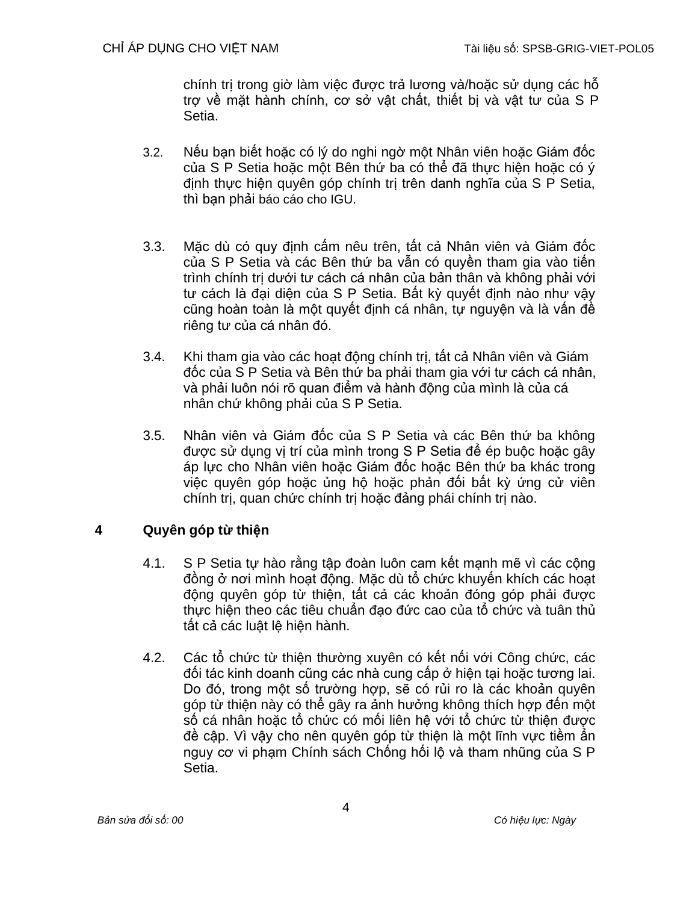chính trị trong giờ làm việc được trả lương và/hoặc sử dụng các hỗ trợ về mặt hành chính, cơ sở vật chất, thiết bị và vật tư của S P Setia.

3.2. Nếu bạn biết hoặc có lý do nghi ngờ một Nhân viên hoặc Giám đốc của S P Setia hoặc một Bên thứ ba có thể đã thực hiện hoặc có ý định thực hiện quyên góp chính trị trên danh nghĩa của S P Setia, thì bạn phải báo cáo cho IGU.

3.3. Mặc dù có quy định cấm nêu trên, tất cả Nhân viên và Giám đốc của S P Setia và các Bên thứ ba vẫn có quyền tham gia vào tiến trình chính trị dưới tư cách cá nhân của bản thân và không phải với tư cách là đại diện của S P Setia. Bất kỳ quyết định nào như vậy cũng hoàn toàn là một quyết định cá nhân, tự nguyện và là vấn đề riêng tư của cá nhân đó.

3.4. Khi tham gia vào các hoạt động chính trị, tất cả Nhân viên và Giám đốc của S P Setia và Bên thứ ba phải tham gia với tư cách cá nhân, và phải luôn nói rõ quan điểm và hành động của mình là của cá nhân chứ không phải của S P Setia.

3.5. Nhân viên và Giám đốc của S P Setia và các Bên thứ ba không được sử dụng vị trí của mình trong S P Setia để ép buộc hoặc gây áp lực cho Nhân viên hoặc Giám đốc hoặc Bên thứ ba khác trong việc quyên góp hoặc ủng hộ hoặc phản đối bất kỳ ứng cử viên chính trị, quan chức chính trị hoặc đảng phái chính trị nào.

## 4 Quyên góp từ thiện

4.1. S P Setia tự hào rằng tập đoàn luôn cam kết mạnh mẽ vì các cộng đồng ở nơi mình hoạt động. Mặc dù tổ chức khuyến khích các hoạt động quyên góp từ thiện, tất cả các khoản đóng góp phải được thực hiện theo các tiêu chuẩn đạo đức cao của tổ chức và tuân thủ tất cả các luật lệ hiện hành.

4.2. Các tổ chức từ thiện thường xuyên có kết nối với Công chức, các đối tác kinh doanh cũng các nhà cung cấp ở hiện tại hoặc tương lai. Do đó, trong một số trường hợp, sẽ có rủi ro là các khoản quyên góp từ thiện này có thể gây ra ảnh hưởng không thích hợp đến một số cá nhân hoặc tổ chức có mối liên hệ với tổ chức từ thiện được đề cập. Vì vậy cho nên quyên góp từ thiện là một lĩnh vực tiềm ẩn nguy cơ vi phạm Chính sách Chống hối lộ và tham nhũng của S P Setia.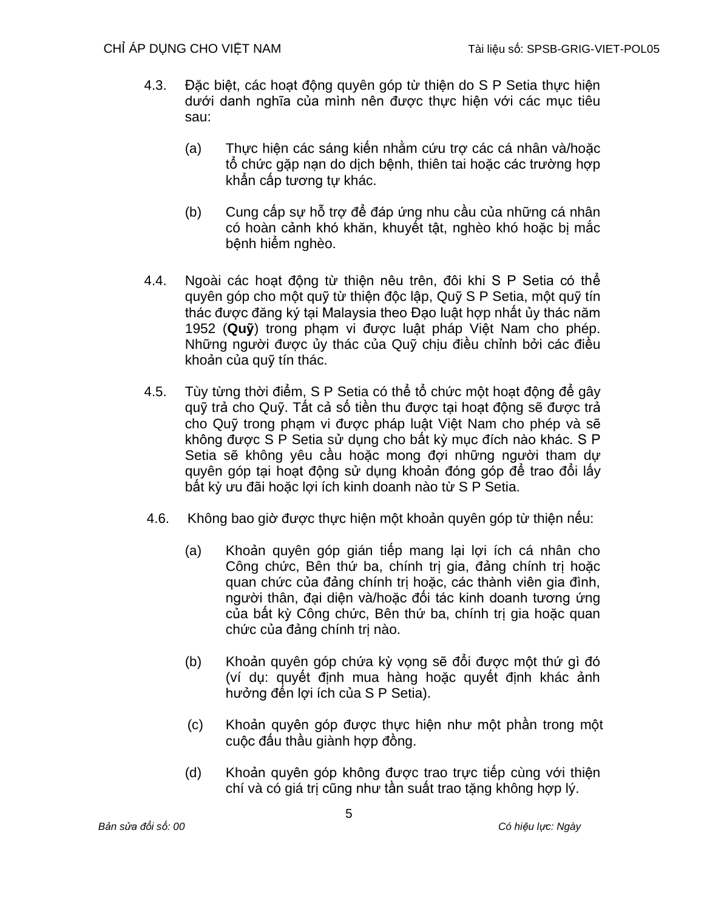4.3. Đặc biệt, các hoạt động quyên góp từ thiện do S P Setia thực hiện dưới danh nghĩa của mình nên được thực hiện với các mục tiêu sau:

(a) Thực hiện các sáng kiến nhằm cứu trợ các cá nhân và/hoặc tổ chức gặp nạn do dịch bệnh, thiên tai hoặc các trường hợp khẩn cấp tương tự khác.

(b) Cung cấp sự hỗ trợ để đáp ứng nhu cầu của những cá nhân có hoàn cảnh khó khăn, khuyết tật, nghèo khó hoặc bị mắc bệnh hiểm nghèo.

4.4. Ngoài các hoạt động từ thiện nêu trên, đôi khi S P Setia có thể quyên góp cho một quỹ từ thiện độc lập, Quỹ S P Setia, một quỹ tín thác được đăng ký tại Malaysia theo Đạo luật hợp nhất ủy thác năm 1952 (**Quỹ**) trong phạm vi được luật pháp Việt Nam cho phép. Những người được ủy thác của Quỹ chịu điều chỉnh bởi các điều khoản của quỹ tín thác.

4.5. Tùy từng thời điểm, S P Setia có thể tổ chức một hoạt động để gây quỹ trả cho Quỹ. Tất cả số tiền thu được tại hoạt động sẽ được trả cho Quỹ trong phạm vi được pháp luật Việt Nam cho phép và sẽ không được S P Setia sử dụng cho bất kỳ mục đích nào khác. S P Setia sẽ không yêu cầu hoặc mong đợi những người tham dự quyên góp tại hoạt động sử dụng khoản đóng góp để trao đổi lấy bất kỳ ưu đãi hoặc lợi ích kinh doanh nào từ S P Setia.

4.6. Không bao giờ được thực hiện một khoản quyên góp từ thiện nếu:

(a) Khoản quyên góp gián tiếp mang lại lợi ích cá nhân cho Công chức, Bên thứ ba, chính trị gia, đảng chính trị hoặc quan chức của đảng chính trị hoặc, các thành viên gia đình, người thân, đại diện và/hoặc đối tác kinh doanh tương ứng của bất kỳ Công chức, Bên thứ ba, chính trị gia hoặc quan chức của đảng chính trị nào.

(b) Khoản quyên góp chứa kỳ vọng sẽ đổi được một thứ gì đó (ví dụ: quyết định mua hàng hoặc quyết định khác ảnh hưởng đến lợi ích của S P Setia).

(c) Khoản quyên góp được thực hiện như một phần trong một cuộc đấu thầu giành hợp đồng.

(d) Khoản quyên góp không được trao trực tiếp cùng với thiện chí và có giá trị cũng như tần suất trao tặng không hợp lý.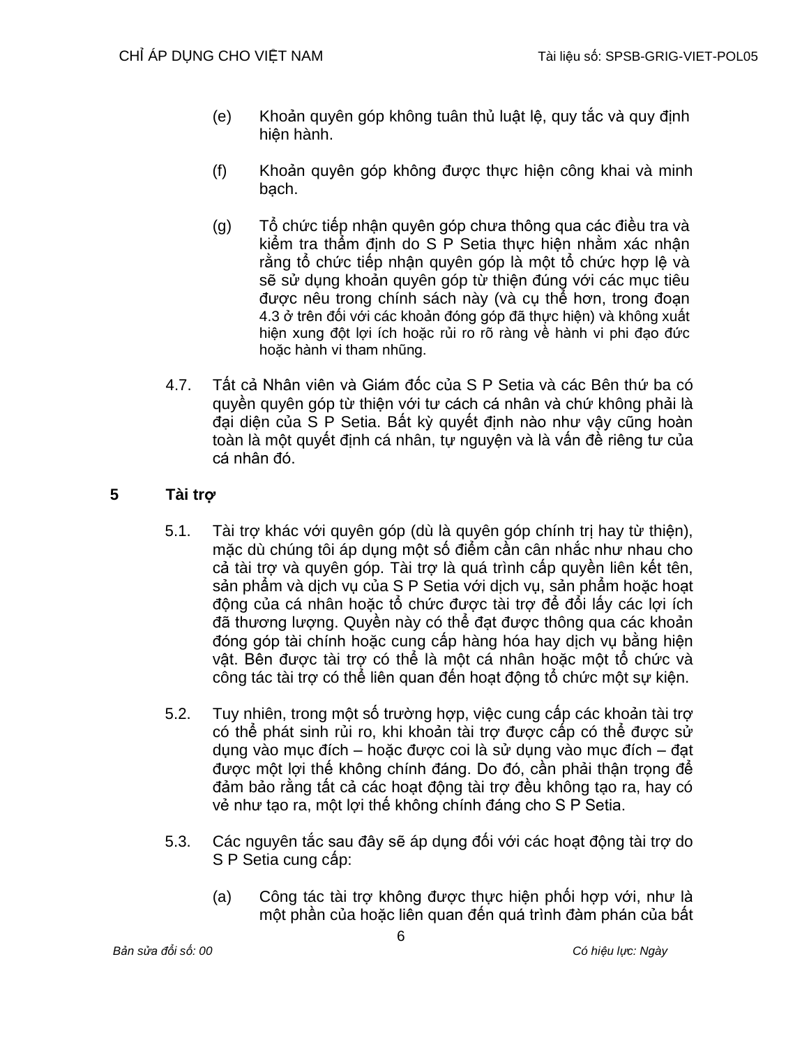(e) Khoản quyên góp không tuân thủ luật lệ, quy tắc và quy định hiện hành.

(f) Khoản quyên góp không được thực hiện công khai và minh bạch.

(g) Tổ chức tiếp nhận quyên góp chưa thông qua các điều tra và kiểm tra thẩm định do S P Setia thực hiện nhằm xác nhận rằng tổ chức tiếp nhận quyên góp là một tổ chức hợp lệ và sẽ sử dụng khoản quyên góp từ thiện đúng với các mục tiêu được nêu trong chính sách này (và cụ thể hơn, trong đoạn 4.3 ở trên đối với các khoản đóng góp đã thực hiện) và không xuất hiện xung đột lợi ích hoặc rủi ro rõ ràng về hành vi phi đạo đức hoặc hành vi tham nhũng.

4.7. Tất cả Nhân viên và Giám đốc của S P Setia và các Bên thứ ba có quyền quyên góp từ thiện với tư cách cá nhân và chứ không phải là đại diện của S P Setia. Bất kỳ quyết định nào như vậy cũng hoàn toàn là một quyết định cá nhân, tự nguyện và là vấn đề riêng tư của cá nhân đó.

## 5 Tài trợ

5.1. Tài trợ khác với quyên góp (dù là quyên góp chính trị hay từ thiện), mặc dù chúng tôi áp dụng một số điểm cần cân nhắc như nhau cho cả tài trợ và quyên góp. Tài trợ là quá trình cấp quyền liên kết tên, sản phẩm và dịch vụ của S P Setia với dịch vụ, sản phẩm hoặc hoạt động của cá nhân hoặc tổ chức được tài trợ để đổi lấy các lợi ích đã thương lượng. Quyền này có thể đạt được thông qua các khoản đóng góp tài chính hoặc cung cấp hàng hóa hay dịch vụ bằng hiện vật. Bên được tài trợ có thể là một cá nhân hoặc một tổ chức và công tác tài trợ có thể liên quan đến hoạt động tổ chức một sự kiện.

5.2. Tuy nhiên, trong một số trường hợp, việc cung cấp các khoản tài trợ có thể phát sinh rủi ro, khi khoản tài trợ được cấp có thể được sử dụng vào mục đích – hoặc được coi là sử dụng vào mục đích – đạt được một lợi thế không chính đáng. Do đó, cần phải thận trọng để đảm bảo rằng tất cả các hoạt động tài trợ đều không tạo ra, hay có vẻ như tạo ra, một lợi thế không chính đáng cho S P Setia.

5.3. Các nguyên tắc sau đây sẽ áp dụng đối với các hoạt động tài trợ do S P Setia cung cấp:

(a) Công tác tài trợ không được thực hiện phối hợp với, như là một phần của hoặc liên quan đến quá trình đàm phán của bất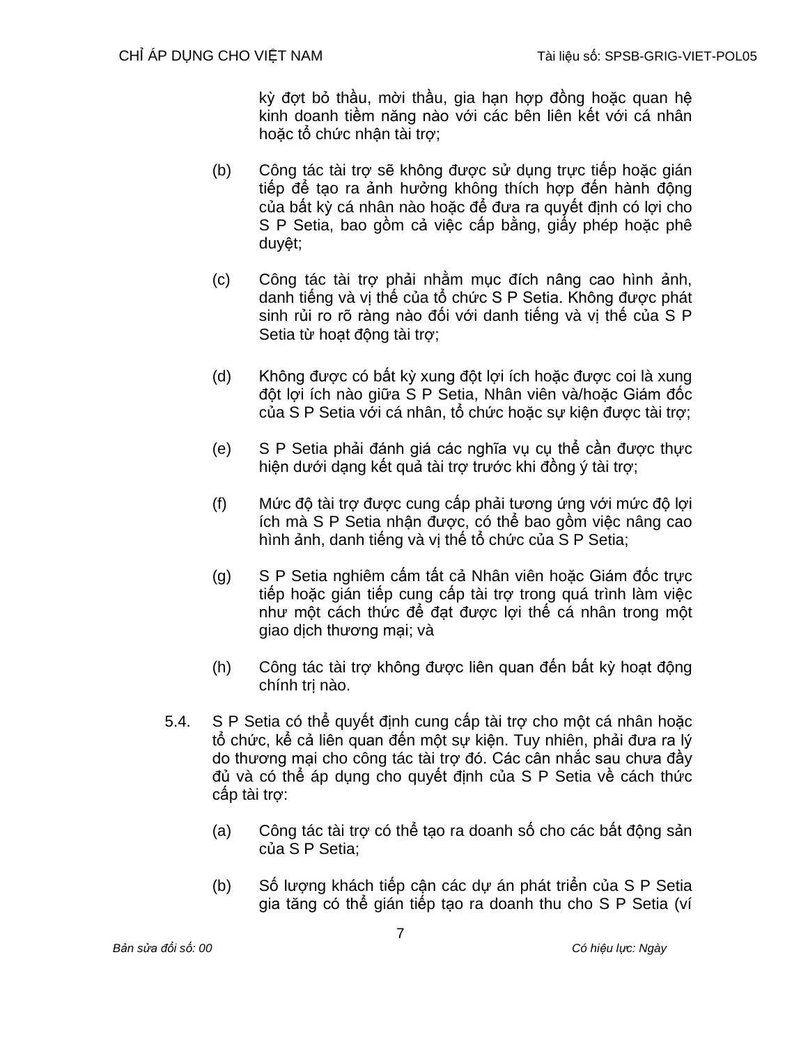kỳ đợt bỏ thầu, mời thầu, gia hạn hợp đồng hoặc quan hệ kinh doanh tiềm năng nào với các bên liên kết với cá nhân hoặc tổ chức nhận tài trợ;

(b) Công tác tài trợ sẽ không được sử dụng trực tiếp hoặc gián tiếp để tạo ra ảnh hưởng không thích hợp đến hành động của bất kỳ cá nhân nào hoặc để đưa ra quyết định có lợi cho S P Setia, bao gồm cả việc cấp bằng, giấy phép hoặc phê duyệt;

(c) Công tác tài trợ phải nhằm mục đích nâng cao hình ảnh, danh tiếng và vị thế của tổ chức S P Setia. Không được phát sinh rủi ro rõ ràng nào đối với danh tiếng và vị thế của S P Setia từ hoạt động tài trợ;

(d) Không được có bất kỳ xung đột lợi ích hoặc được coi là xung đột lợi ích nào giữa S P Setia, Nhân viên và/hoặc Giám đốc của S P Setia với cá nhân, tổ chức hoặc sự kiện được tài trợ;

(e) S P Setia phải đánh giá các nghĩa vụ cụ thể cần được thực hiện dưới dạng kết quả tài trợ trước khi đồng ý tài trợ;

(f) Mức độ tài trợ được cung cấp phải tương ứng với mức độ lợi ích mà S P Setia nhận được, có thể bao gồm việc nâng cao hình ảnh, danh tiếng và vị thế tổ chức của S P Setia;

(g) S P Setia nghiêm cấm tất cả Nhân viên hoặc Giám đốc trực tiếp hoặc gián tiếp cung cấp tài trợ trong quá trình làm việc như một cách thức để đạt được lợi thế cá nhân trong một giao dịch thương mại; và

(h) Công tác tài trợ không được liên quan đến bất kỳ hoạt động chính trị nào.

5.4. S P Setia có thể quyết định cung cấp tài trợ cho một cá nhân hoặc tổ chức, kể cả liên quan đến một sự kiện. Tuy nhiên, phải đưa ra lý do thương mại cho công tác tài trợ đó. Các cân nhắc sau chưa đầy đủ và có thể áp dụng cho quyết định của S P Setia về cách thức cấp tài trợ:

(a) Công tác tài trợ có thể tạo ra doanh số cho các bất động sản của S P Setia;

(b) Số lượng khách tiếp cận các dự án phát triển của S P Setia gia tăng có thể gián tiếp tạo ra doanh thu cho S P Setia (ví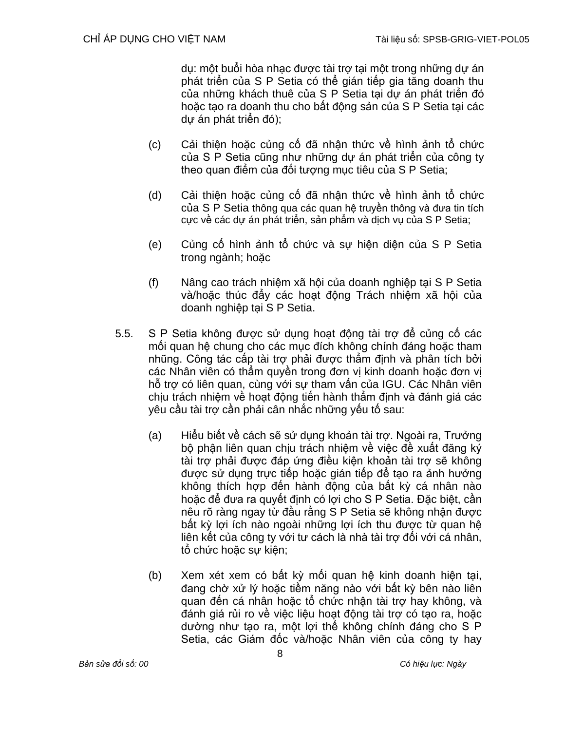dụ: một buổi hòa nhạc được tài trợ tại một trong những dự án phát triển của S P Setia có thể gián tiếp gia tăng doanh thu của những khách thuê của S P Setia tại dự án phát triển đó hoặc tạo ra doanh thu cho bất động sản của S P Setia tại các dự án phát triển đó);

(c) Cải thiện hoặc củng cố đã nhận thức về hình ảnh tổ chức của S P Setia cũng như những dự án phát triển của công ty theo quan điểm của đối tượng mục tiêu của S P Setia;

(d) Cải thiện hoặc củng cố đã nhận thức về hình ảnh tổ chức của S P Setia thông qua các quan hệ truyền thông và đưa tin tích cực về các dự án phát triển, sản phẩm và dịch vụ của S P Setia;

(e) Củng cố hình ảnh tổ chức và sự hiện diện của S P Setia trong ngành; hoặc

(f) Nâng cao trách nhiệm xã hội của doanh nghiệp tại S P Setia và/hoặc thúc đẩy các hoạt động Trách nhiệm xã hội của doanh nghiệp tại S P Setia.

5.5. S P Setia không được sử dụng hoạt động tài trợ để củng cố các mối quan hệ chung cho các mục đích không chính đáng hoặc tham nhũng. Công tác cấp tài trợ phải được thẩm định và phân tích bởi các Nhân viên có thẩm quyền trong đơn vị kinh doanh hoặc đơn vị hỗ trợ có liên quan, cùng với sự tham vấn của IGU. Các Nhân viên chịu trách nhiệm về hoạt động tiến hành thẩm định và đánh giá các yêu cầu tài trợ cần phải cân nhắc những yếu tố sau:

(a) Hiểu biết về cách sẽ sử dụng khoản tài trợ. Ngoài ra, Trưởng bộ phận liên quan chịu trách nhiệm về việc đề xuất đăng ký tài trợ phải được đáp ứng điều kiện khoản tài trợ sẽ không được sử dụng trực tiếp hoặc gián tiếp để tạo ra ảnh hưởng không thích hợp đến hành động của bất kỳ cá nhân nào hoặc để đưa ra quyết định có lợi cho S P Setia. Đặc biệt, cần nêu rõ ràng ngay từ đầu rằng S P Setia sẽ không nhận được bất kỳ lợi ích nào ngoài những lợi ích thu được từ quan hệ liên kết của công ty với tư cách là nhà tài trợ đối với cá nhân, tổ chức hoặc sự kiện;

(b) Xem xét xem có bất kỳ mối quan hệ kinh doanh hiện tại, đang chờ xử lý hoặc tiềm năng nào với bất kỳ bên nào liên quan đến cá nhân hoặc tổ chức nhận tài trợ hay không, và đánh giá rủi ro về việc liệu hoạt động tài trợ có tạo ra, hoặc dường như tạo ra, một lợi thế không chính đáng cho S P Setia, các Giám đốc và/hoặc Nhân viên của công ty hay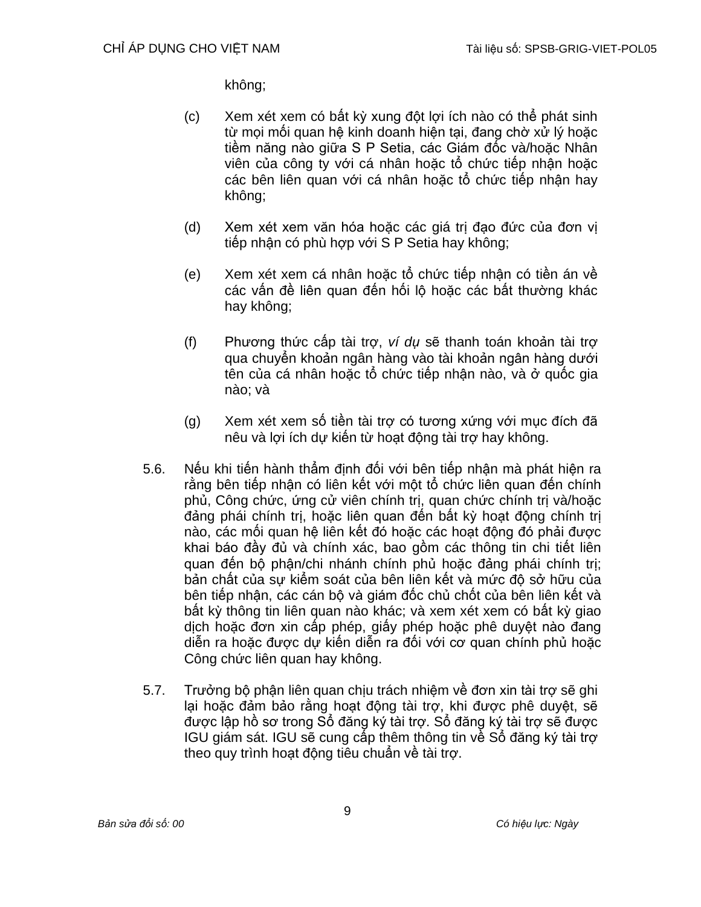không;

(c) Xem xét xem có bất kỳ xung đột lợi ích nào có thể phát sinh từ mọi mối quan hệ kinh doanh hiện tại, đang chờ xử lý hoặc tiềm năng nào giữa S P Setia, các Giám đốc và/hoặc Nhân viên của công ty với cá nhân hoặc tổ chức tiếp nhận hoặc các bên liên quan với cá nhân hoặc tổ chức tiếp nhận hay không;

(d) Xem xét xem văn hóa hoặc các giá trị đạo đức của đơn vị tiếp nhận có phù hợp với S P Setia hay không;

(e) Xem xét xem cá nhân hoặc tổ chức tiếp nhận có tiền án về các vấn đề liên quan đến hối lộ hoặc các bất thường khác hay không;

(f) Phương thức cấp tài trợ, *ví dụ* sẽ thanh toán khoản tài trợ qua chuyển khoản ngân hàng vào tài khoản ngân hàng dưới tên của cá nhân hoặc tổ chức tiếp nhận nào, và ở quốc gia nào; và

(g) Xem xét xem số tiền tài trợ có tương xứng với mục đích đã nêu và lợi ích dự kiến từ hoạt động tài trợ hay không.

5.6. Nếu khi tiến hành thẩm định đối với bên tiếp nhận mà phát hiện ra rằng bên tiếp nhận có liên kết với một tổ chức liên quan đến chính phủ, Công chức, ứng cử viên chính trị, quan chức chính trị và/hoặc đảng phái chính trị, hoặc liên quan đến bất kỳ hoạt động chính trị nào, các mối quan hệ liên kết đó hoặc các hoạt động đó phải được khai báo đầy đủ và chính xác, bao gồm các thông tin chi tiết liên quan đến bộ phận/chi nhánh chính phủ hoặc đảng phái chính trị; bản chất của sự kiểm soát của bên liên kết và mức độ sở hữu của bên tiếp nhận, các cán bộ và giám đốc chủ chốt của bên liên kết và bất kỳ thông tin liên quan nào khác; và xem xét xem có bất kỳ giao dịch hoặc đơn xin cấp phép, giấy phép hoặc phê duyệt nào đang diễn ra hoặc được dự kiến diễn ra đối với cơ quan chính phủ hoặc Công chức liên quan hay không.

5.7. Trưởng bộ phận liên quan chịu trách nhiệm về đơn xin tài trợ sẽ ghi lại hoặc đảm bảo rằng hoạt động tài trợ, khi được phê duyệt, sẽ được lập hồ sơ trong Sổ đăng ký tài trợ. Sổ đăng ký tài trợ sẽ được IGU giám sát. IGU sẽ cung cấp thêm thông tin về Sổ đăng ký tài trợ theo quy trình hoạt động tiêu chuẩn về tài trợ.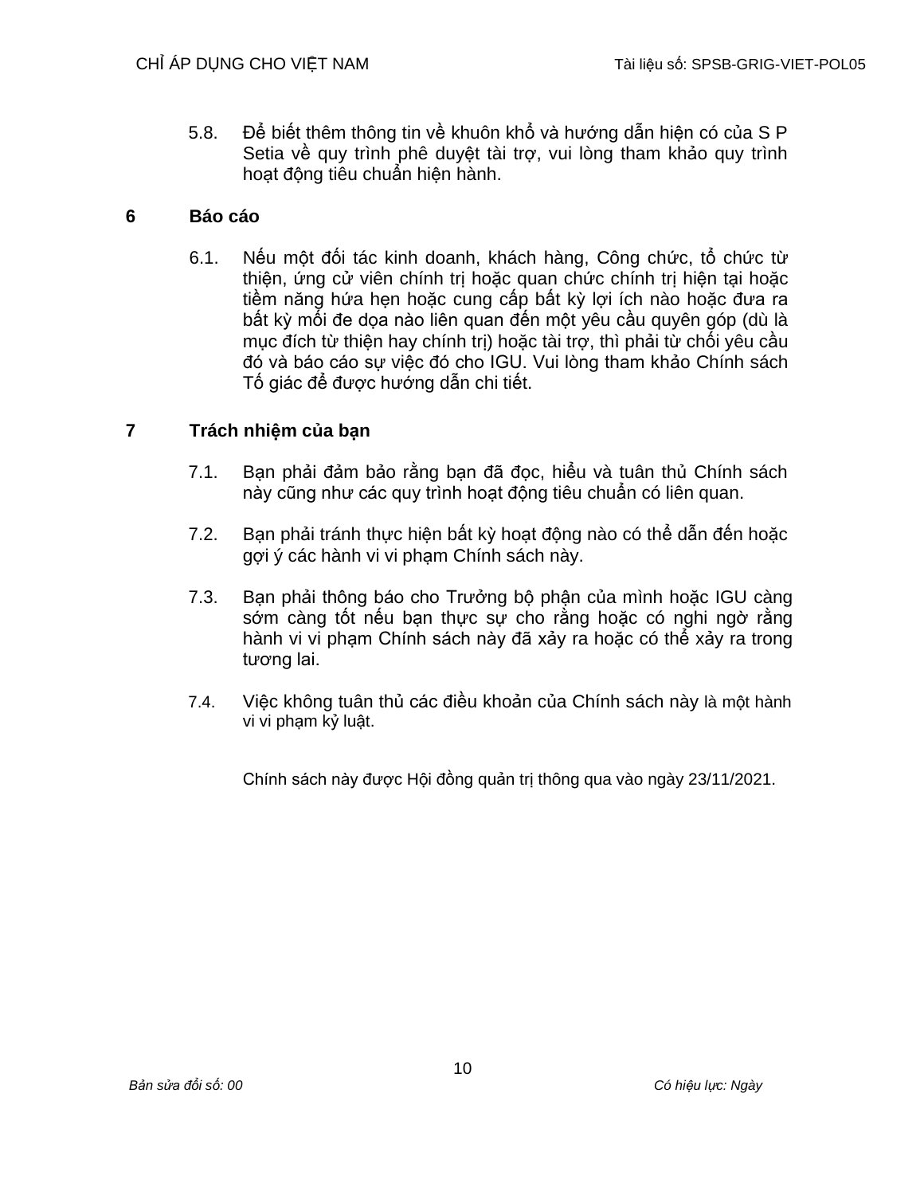5.8. Để biết thêm thông tin về khuôn khổ và hướng dẫn hiện có của S P Setia về quy trình phê duyệt tài trợ, vui lòng tham khảo quy trình hoạt động tiêu chuẩn hiện hành.

## 6 Báo cáo

6.1. Nếu một đối tác kinh doanh, khách hàng, Công chức, tổ chức từ thiện, ứng cử viên chính trị hoặc quan chức chính trị hiện tại hoặc tiềm năng hứa hẹn hoặc cung cấp bất kỳ lợi ích nào hoặc đưa ra bất kỳ mối đe dọa nào liên quan đến một yêu cầu quyên góp (dù là mục đích từ thiện hay chính trị) hoặc tài trợ, thì phải từ chối yêu cầu đó và báo cáo sự việc đó cho IGU. Vui lòng tham khảo Chính sách Tố giác để được hướng dẫn chi tiết.

## 7 Trách nhiệm của bạn

7.1. Bạn phải đảm bảo rằng bạn đã đọc, hiểu và tuân thủ Chính sách này cũng như các quy trình hoạt động tiêu chuẩn có liên quan.

7.2. Bạn phải tránh thực hiện bất kỳ hoạt động nào có thể dẫn đến hoặc gợi ý các hành vi vi phạm Chính sách này.

7.3. Bạn phải thông báo cho Trưởng bộ phận của mình hoặc IGU càng sớm càng tốt nếu bạn thực sự cho rằng hoặc có nghi ngờ rằng hành vi vi phạm Chính sách này đã xảy ra hoặc có thể xảy ra trong tương lai.

7.4. Việc không tuân thủ các điều khoản của Chính sách này là một hành vi vi phạm kỷ luật.

Chính sách này được Hội đồng quản trị thông qua vào ngày 23/11/2021.